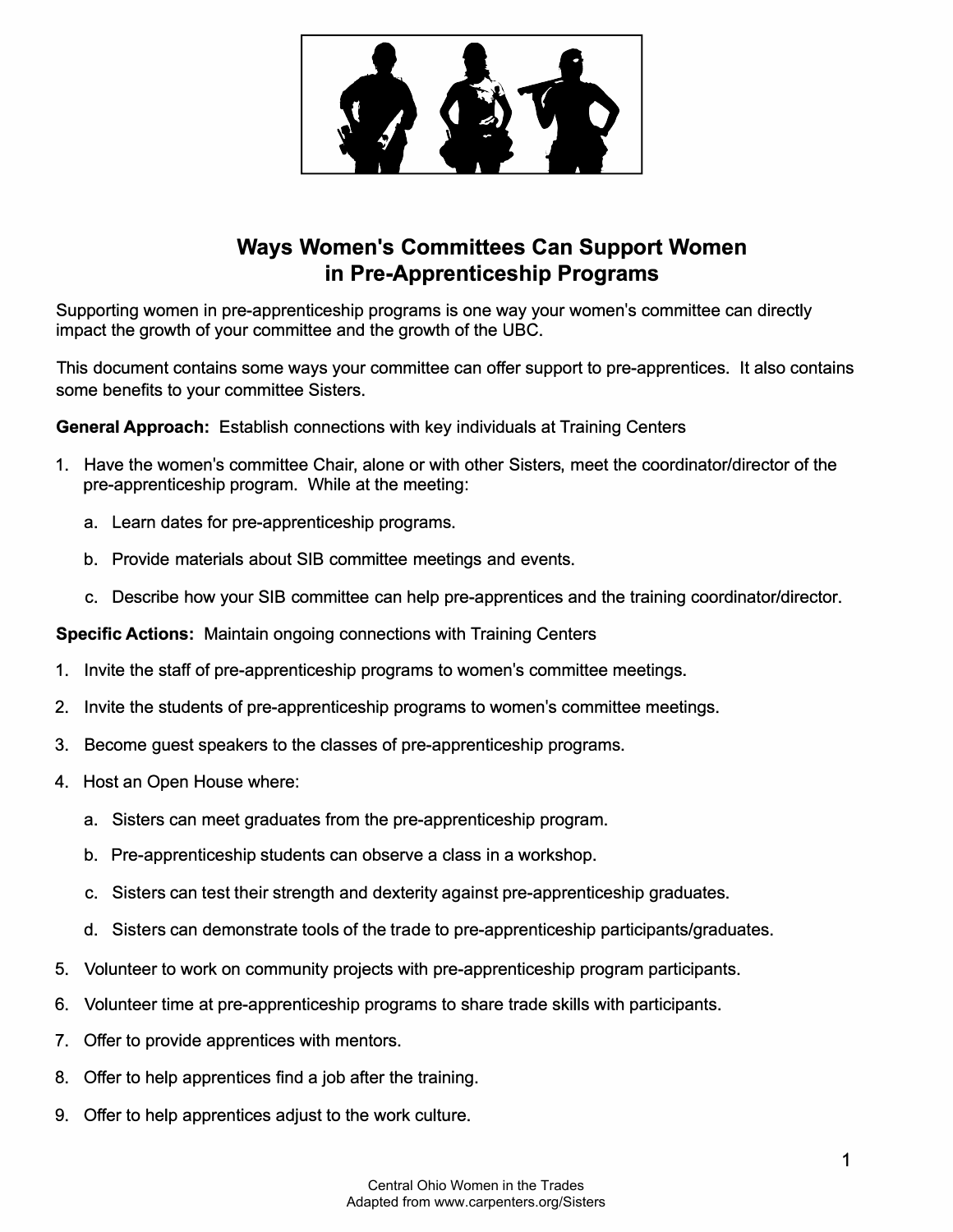# Ways Women's Committees Can Support Women in Pre-Apprenticeship Programs

Supporting women in pre-apprenticeship programs is one way your women's committee can directly impact the growth of your committee and the growth of the UBC.

This document contains some ways your committee can offer support to pre-apprentices. It also contains some benefits to your committee Sisters.

**General Approach:** Establish connections with key individuals at Training Centers

1. Have the women's committee Chair, alone or with other Sisters, meet the coordinator/director of the pre-apprenticeship program. While at the meeting:
   a. Learn dates for pre-apprenticeship programs.
   b. Provide materials about SIB committee meetings and events.
   c. Describe how your SIB committee can help pre-apprentices and the training coordinator/director.

**Specific Actions:** Maintain ongoing connections with Training Centers

1. Invite the staff of pre-apprenticeship programs to women's committee meetings.
2. Invite the students of pre-apprenticeship programs to women's committee meetings.
3. Become guest speakers to the classes of pre-apprenticeship programs.
4. Host an Open House where:
   a. Sisters can meet graduates from the pre-apprenticeship program.
   b. Pre-apprenticeship students can observe a class in a workshop.
   c. Sisters can test their strength and dexterity against pre-apprenticeship graduates.
   d. Sisters can demonstrate tools of the trade to pre-apprenticeship participants/graduates.
5. Volunteer to work on community projects with pre-apprenticeship program participants.
6. Volunteer time at pre-apprenticeship programs to share trade skills with participants.
7. Offer to provide apprentices with mentors.
8. Offer to help apprentices find a job after the training.
9. Offer to help apprentices adjust to the work culture.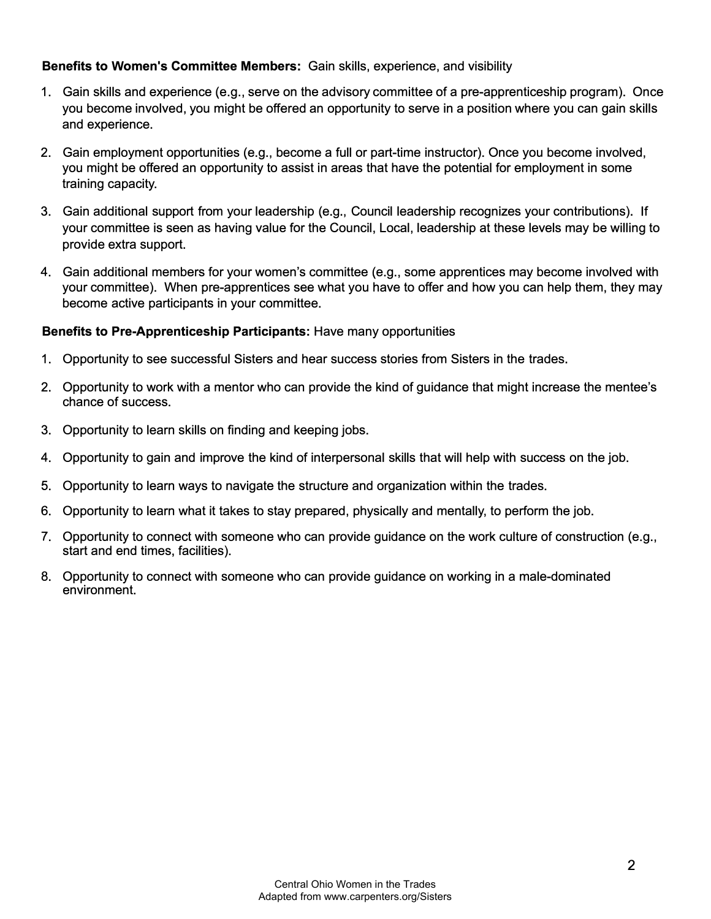**Benefits to Women's Committee Members:** Gain skills, experience, and visibility

1. Gain skills and experience (e.g., serve on the advisory committee of a pre-apprenticeship program). Once you become involved, you might be offered an opportunity to serve in a position where you can gain skills and experience.
2. Gain employment opportunities (e.g., become a full or part-time instructor). Once you become involved, you might be offered an opportunity to assist in areas that have the potential for employment in some training capacity.
3. Gain additional support from your leadership (e.g., Council leadership recognizes your contributions). If your committee is seen as having value for the Council, Local, leadership at these levels may be willing to provide extra support.
4. Gain additional members for your women's committee (e.g., some apprentices may become involved with your committee). When pre-apprentices see what you have to offer and how you can help them, they may become active participants in your committee.

**Benefits to Pre-Apprenticeship Participants:** Have many opportunities

1. Opportunity to see successful Sisters and hear success stories from Sisters in the trades.
2. Opportunity to work with a mentor who can provide the kind of guidance that might increase the mentee's chance of success.
3. Opportunity to learn skills on finding and keeping jobs.
4. Opportunity to gain and improve the kind of interpersonal skills that will help with success on the job.
5. Opportunity to learn ways to navigate the structure and organization within the trades.
6. Opportunity to learn what it takes to stay prepared, physically and mentally, to perform the job.
7. Opportunity to connect with someone who can provide guidance on the work culture of construction (e.g., start and end times, facilities).
8. Opportunity to connect with someone who can provide guidance on working in a male-dominated environment.

Central Ohio Women in the Trades
Adapted from www.carpenters.org/Sisters